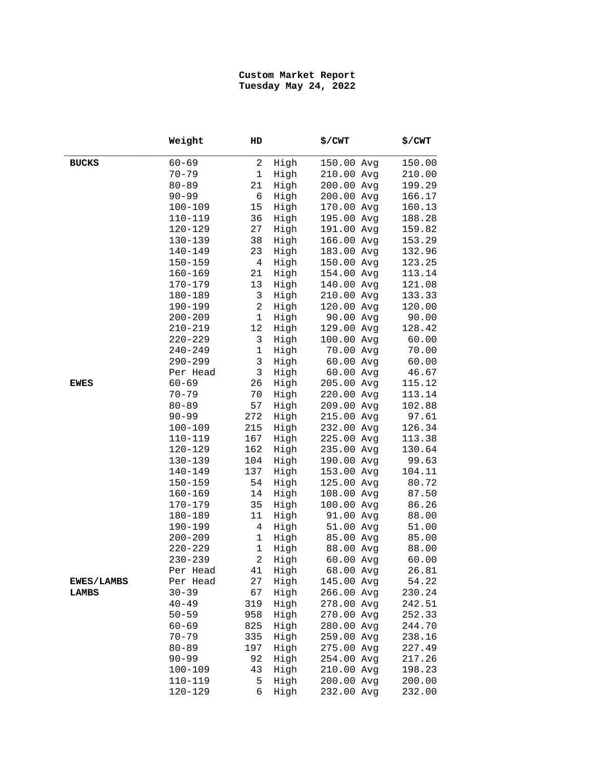**Custom Market Report**
**Tuesday May 24, 2022**

| | Weight | HD | | $/CWT | | $/CWT |
|---|---|---|---|---|---|---|
| **BUCKS** | 60-69 | 2 | High | 150.00 | Avg | 150.00 |
| | 70-79 | 1 | High | 210.00 | Avg | 210.00 |
| | 80-89 | 21 | High | 200.00 | Avg | 199.29 |
| | 90-99 | 6 | High | 200.00 | Avg | 166.17 |
| | 100-109 | 15 | High | 170.00 | Avg | 160.13 |
| | 110-119 | 36 | High | 195.00 | Avg | 188.28 |
| | 120-129 | 27 | High | 191.00 | Avg | 159.82 |
| | 130-139 | 38 | High | 166.00 | Avg | 153.29 |
| | 140-149 | 23 | High | 183.00 | Avg | 132.96 |
| | 150-159 | 4 | High | 150.00 | Avg | 123.25 |
| | 160-169 | 21 | High | 154.00 | Avg | 113.14 |
| | 170-179 | 13 | High | 140.00 | Avg | 121.08 |
| | 180-189 | 3 | High | 210.00 | Avg | 133.33 |
| | 190-199 | 2 | High | 120.00 | Avg | 120.00 |
| | 200-209 | 1 | High | 90.00 | Avg | 90.00 |
| | 210-219 | 12 | High | 129.00 | Avg | 128.42 |
| | 220-229 | 3 | High | 100.00 | Avg | 60.00 |
| | 240-249 | 1 | High | 70.00 | Avg | 70.00 |
| | 290-299 | 3 | High | 60.00 | Avg | 60.00 |
| | Per Head | 3 | High | 60.00 | Avg | 46.67 |
| **EWES** | 60-69 | 26 | High | 205.00 | Avg | 115.12 |
| | 70-79 | 70 | High | 220.00 | Avg | 113.14 |
| | 80-89 | 57 | High | 209.00 | Avg | 102.88 |
| | 90-99 | 272 | High | 215.00 | Avg | 97.61 |
| | 100-109 | 215 | High | 232.00 | Avg | 126.34 |
| | 110-119 | 167 | High | 225.00 | Avg | 113.38 |
| | 120-129 | 162 | High | 235.00 | Avg | 130.64 |
| | 130-139 | 104 | High | 190.00 | Avg | 99.63 |
| | 140-149 | 137 | High | 153.00 | Avg | 104.11 |
| | 150-159 | 54 | High | 125.00 | Avg | 80.72 |
| | 160-169 | 14 | High | 108.00 | Avg | 87.50 |
| | 170-179 | 35 | High | 100.00 | Avg | 86.26 |
| | 180-189 | 11 | High | 91.00 | Avg | 88.00 |
| | 190-199 | 4 | High | 51.00 | Avg | 51.00 |
| | 200-209 | 1 | High | 85.00 | Avg | 85.00 |
| | 220-229 | 1 | High | 88.00 | Avg | 88.00 |
| | 230-239 | 2 | High | 60.00 | Avg | 60.00 |
| | Per Head | 41 | High | 68.00 | Avg | 26.81 |
| **EWES/LAMBS** | Per Head | 27 | High | 145.00 | Avg | 54.22 |
| **LAMBS** | 30-39 | 67 | High | 266.00 | Avg | 230.24 |
| | 40-49 | 319 | High | 278.00 | Avg | 242.51 |
| | 50-59 | 958 | High | 270.00 | Avg | 252.33 |
| | 60-69 | 825 | High | 280.00 | Avg | 244.70 |
| | 70-79 | 335 | High | 259.00 | Avg | 238.16 |
| | 80-89 | 197 | High | 275.00 | Avg | 227.49 |
| | 90-99 | 92 | High | 254.00 | Avg | 217.26 |
| | 100-109 | 43 | High | 210.00 | Avg | 198.23 |
| | 110-119 | 5 | High | 200.00 | Avg | 200.00 |
| | 120-129 | 6 | High | 232.00 | Avg | 232.00 |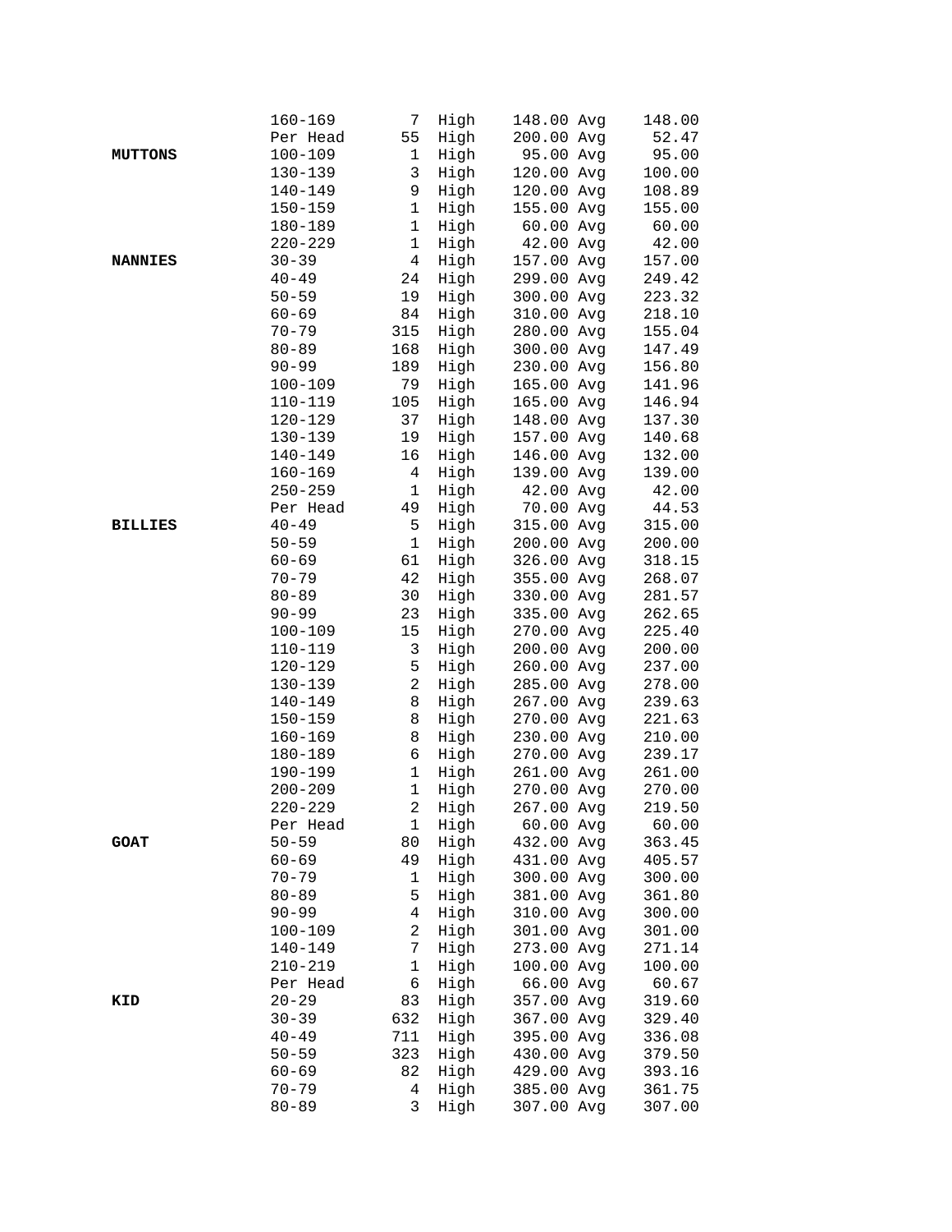| | Weight | Head | | High | | Avg |
|---|---|---|---|---|---|---|
| | 160-169 | 7 | High | 148.00 | Avg | 148.00 |
| | Per Head | 55 | High | 200.00 | Avg | 52.47 |
| **MUTTONS** | 100-109 | 1 | High | 95.00 | Avg | 95.00 |
| | 130-139 | 3 | High | 120.00 | Avg | 100.00 |
| | 140-149 | 9 | High | 120.00 | Avg | 108.89 |
| | 150-159 | 1 | High | 155.00 | Avg | 155.00 |
| | 180-189 | 1 | High | 60.00 | Avg | 60.00 |
| | 220-229 | 1 | High | 42.00 | Avg | 42.00 |
| **NANNIES** | 30-39 | 4 | High | 157.00 | Avg | 157.00 |
| | 40-49 | 24 | High | 299.00 | Avg | 249.42 |
| | 50-59 | 19 | High | 300.00 | Avg | 223.32 |
| | 60-69 | 84 | High | 310.00 | Avg | 218.10 |
| | 70-79 | 315 | High | 280.00 | Avg | 155.04 |
| | 80-89 | 168 | High | 300.00 | Avg | 147.49 |
| | 90-99 | 189 | High | 230.00 | Avg | 156.80 |
| | 100-109 | 79 | High | 165.00 | Avg | 141.96 |
| | 110-119 | 105 | High | 165.00 | Avg | 146.94 |
| | 120-129 | 37 | High | 148.00 | Avg | 137.30 |
| | 130-139 | 19 | High | 157.00 | Avg | 140.68 |
| | 140-149 | 16 | High | 146.00 | Avg | 132.00 |
| | 160-169 | 4 | High | 139.00 | Avg | 139.00 |
| | 250-259 | 1 | High | 42.00 | Avg | 42.00 |
| | Per Head | 49 | High | 70.00 | Avg | 44.53 |
| **BILLIES** | 40-49 | 5 | High | 315.00 | Avg | 315.00 |
| | 50-59 | 1 | High | 200.00 | Avg | 200.00 |
| | 60-69 | 61 | High | 326.00 | Avg | 318.15 |
| | 70-79 | 42 | High | 355.00 | Avg | 268.07 |
| | 80-89 | 30 | High | 330.00 | Avg | 281.57 |
| | 90-99 | 23 | High | 335.00 | Avg | 262.65 |
| | 100-109 | 15 | High | 270.00 | Avg | 225.40 |
| | 110-119 | 3 | High | 200.00 | Avg | 200.00 |
| | 120-129 | 5 | High | 260.00 | Avg | 237.00 |
| | 130-139 | 2 | High | 285.00 | Avg | 278.00 |
| | 140-149 | 8 | High | 267.00 | Avg | 239.63 |
| | 150-159 | 8 | High | 270.00 | Avg | 221.63 |
| | 160-169 | 8 | High | 230.00 | Avg | 210.00 |
| | 180-189 | 6 | High | 270.00 | Avg | 239.17 |
| | 190-199 | 1 | High | 261.00 | Avg | 261.00 |
| | 200-209 | 1 | High | 270.00 | Avg | 270.00 |
| | 220-229 | 2 | High | 267.00 | Avg | 219.50 |
| | Per Head | 1 | High | 60.00 | Avg | 60.00 |
| **GOAT** | 50-59 | 80 | High | 432.00 | Avg | 363.45 |
| | 60-69 | 49 | High | 431.00 | Avg | 405.57 |
| | 70-79 | 1 | High | 300.00 | Avg | 300.00 |
| | 80-89 | 5 | High | 381.00 | Avg | 361.80 |
| | 90-99 | 4 | High | 310.00 | Avg | 300.00 |
| | 100-109 | 2 | High | 301.00 | Avg | 301.00 |
| | 140-149 | 7 | High | 273.00 | Avg | 271.14 |
| | 210-219 | 1 | High | 100.00 | Avg | 100.00 |
| | Per Head | 6 | High | 66.00 | Avg | 60.67 |
| **KID** | 20-29 | 83 | High | 357.00 | Avg | 319.60 |
| | 30-39 | 632 | High | 367.00 | Avg | 329.40 |
| | 40-49 | 711 | High | 395.00 | Avg | 336.08 |
| | 50-59 | 323 | High | 430.00 | Avg | 379.50 |
| | 60-69 | 82 | High | 429.00 | Avg | 393.16 |
| | 70-79 | 4 | High | 385.00 | Avg | 361.75 |
| | 80-89 | 3 | High | 307.00 | Avg | 307.00 |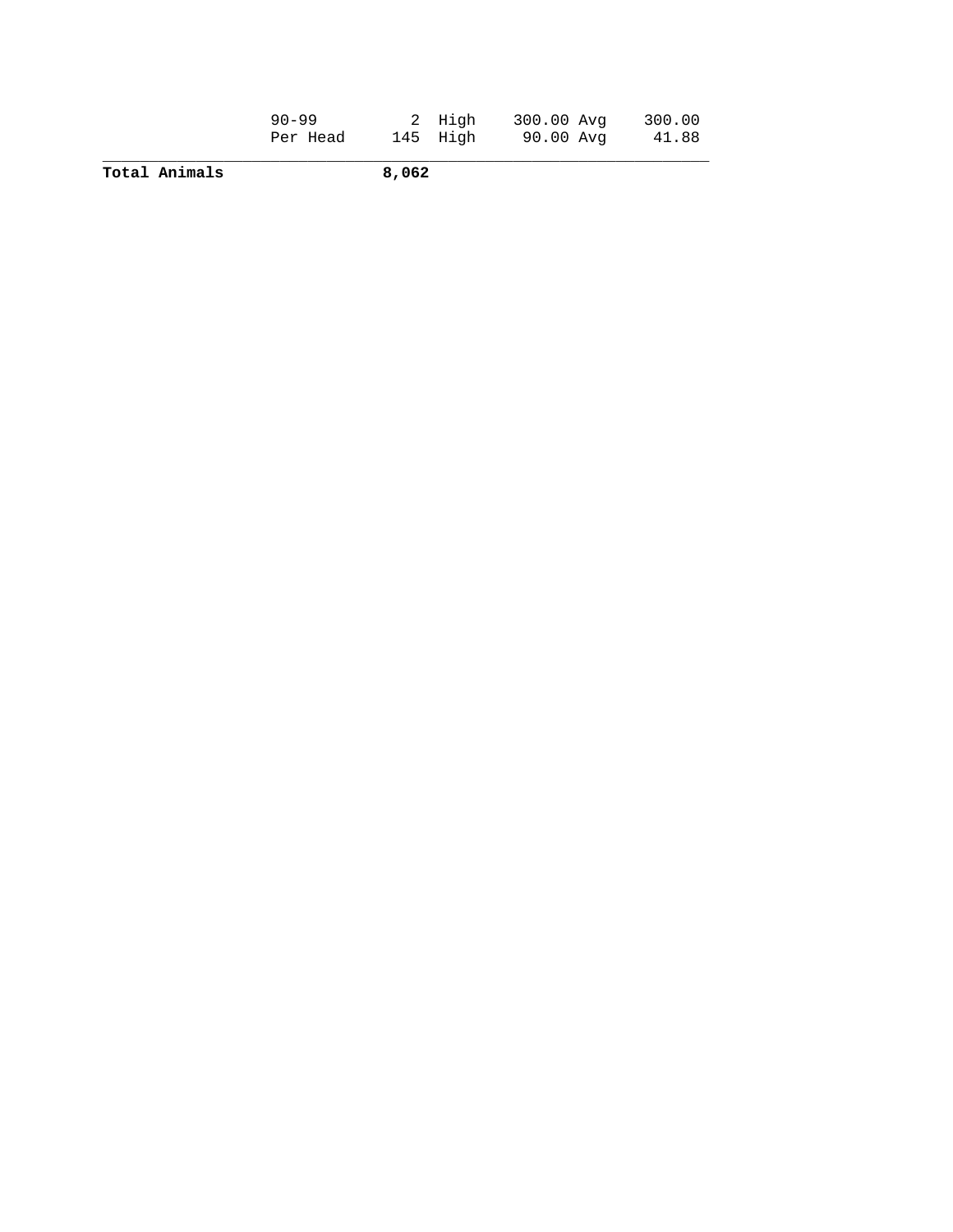| | | | | | | |
|---|---|---|---|---|---|---|
| | 90-99 | 2 | High | 300.00 | Avg | 300.00 |
| | Per Head | 145 | High | 90.00 | Avg | 41.88 |
| **Total Animals** | | **8,062** | | | | |